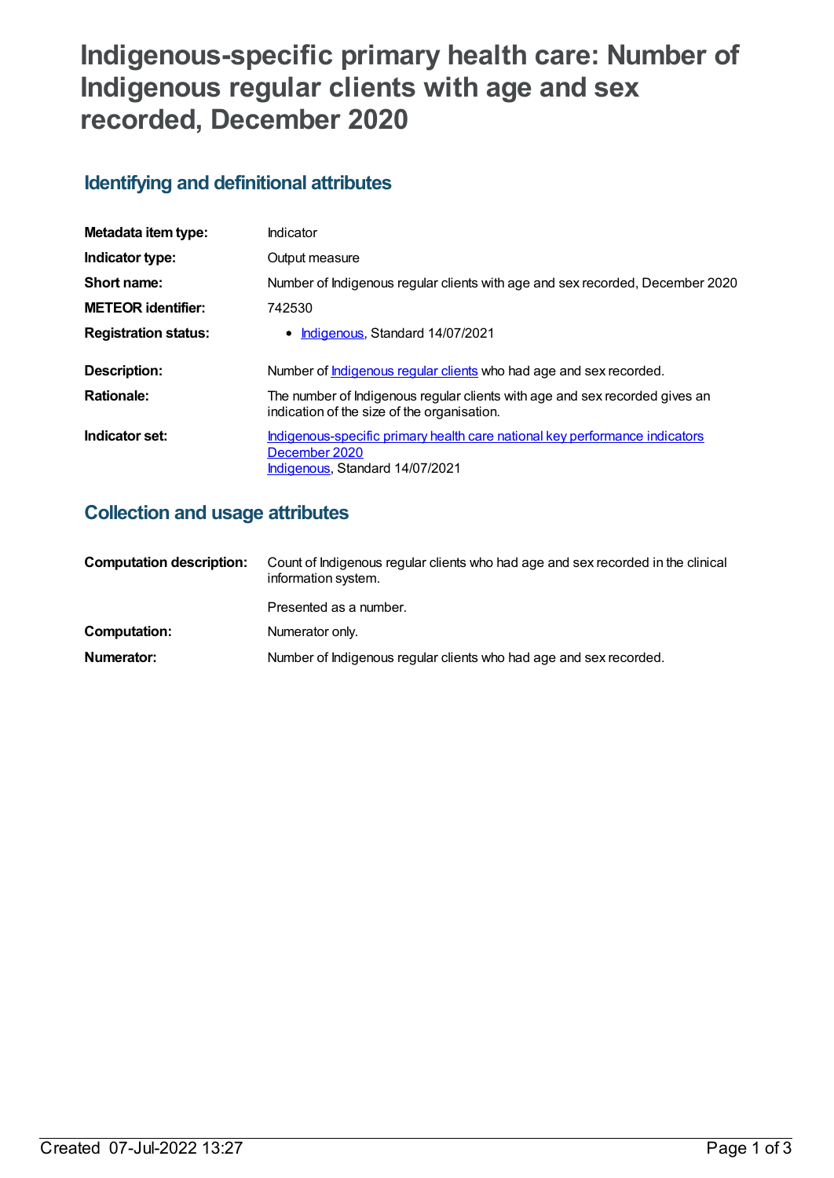# Indigenous-specific primary health care: Number of Indigenous regular clients with age and sex recorded, December 2020

## Identifying and definitional attributes

| | |
|---|---|
| **Metadata item type:** | Indicator |
| **Indicator type:** | Output measure |
| **Short name:** | Number of Indigenous regular clients with age and sex recorded, December 2020 |
| **METEOR identifier:** | 742530 |
| **Registration status:** | • Indigenous, Standard 14/07/2021 |
| **Description:** | Number of Indigenous regular clients who had age and sex recorded. |
| **Rationale:** | The number of Indigenous regular clients with age and sex recorded gives an indication of the size of the organisation. |
| **Indicator set:** | Indigenous-specific primary health care national key performance indicators December 2020<br>Indigenous, Standard 14/07/2021 |

## Collection and usage attributes

| | |
|---|---|
| **Computation description:** | Count of Indigenous regular clients who had age and sex recorded in the clinical information system.<br><br>Presented as a number. |
| **Computation:** | Numerator only. |
| **Numerator:** | Number of Indigenous regular clients who had age and sex recorded. |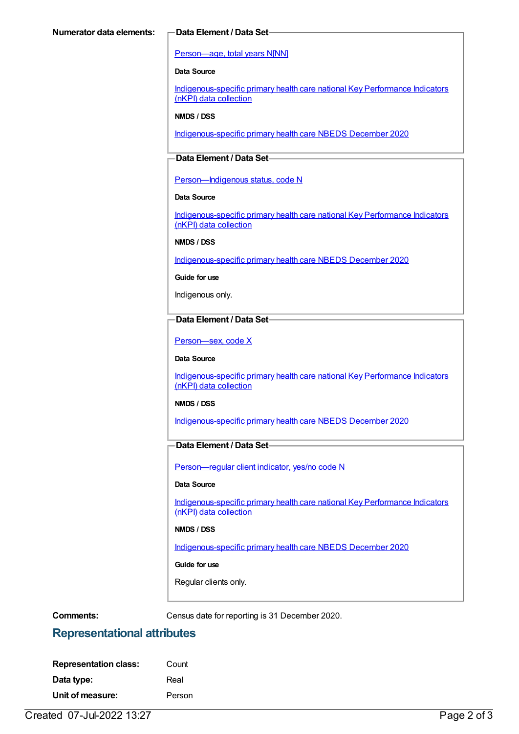**Numerator data elements:**

**Data Element / Data Set**

Person—age, total years N[NN]

**Data Source**

Indigenous-specific primary health care national Key Performance Indicators (nKPI) data collection

**NMDS / DSS**

Indigenous-specific primary health care NBEDS December 2020

**Data Element / Data Set**

Person—Indigenous status, code N

**Data Source**

Indigenous-specific primary health care national Key Performance Indicators (nKPI) data collection

**NMDS / DSS**

Indigenous-specific primary health care NBEDS December 2020

**Guide for use**

Indigenous only.

**Data Element / Data Set**

Person—sex, code X

**Data Source**

Indigenous-specific primary health care national Key Performance Indicators (nKPI) data collection

**NMDS / DSS**

Indigenous-specific primary health care NBEDS December 2020

**Data Element / Data Set**

Person—regular client indicator, yes/no code N

**Data Source**

Indigenous-specific primary health care national Key Performance Indicators (nKPI) data collection

**NMDS / DSS**

Indigenous-specific primary health care NBEDS December 2020

**Guide for use**

Regular clients only.

**Comments:** Census date for reporting is 31 December 2020.

## Representational attributes

**Representation class:** Count

**Data type:** Real

**Unit of measure:** Person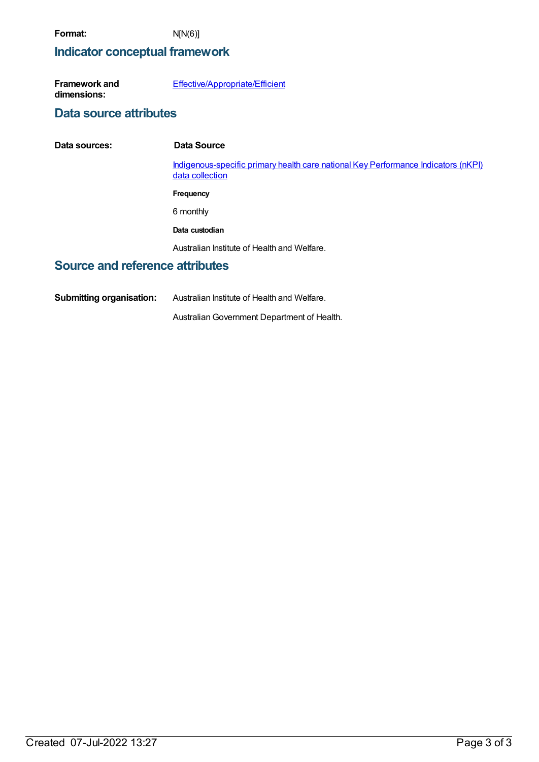**Format:** N[N(6)]

## Indicator conceptual framework

**Framework and dimensions:** Effective/Appropriate/Efficient

## Data source attributes

**Data sources:**

**Data Source**

Indigenous-specific primary health care national Key Performance Indicators (nKPI) data collection

**Frequency**

6 monthly

**Data custodian**

Australian Institute of Health and Welfare.

## Source and reference attributes

**Submitting organisation:** Australian Institute of Health and Welfare.

Australian Government Department of Health.